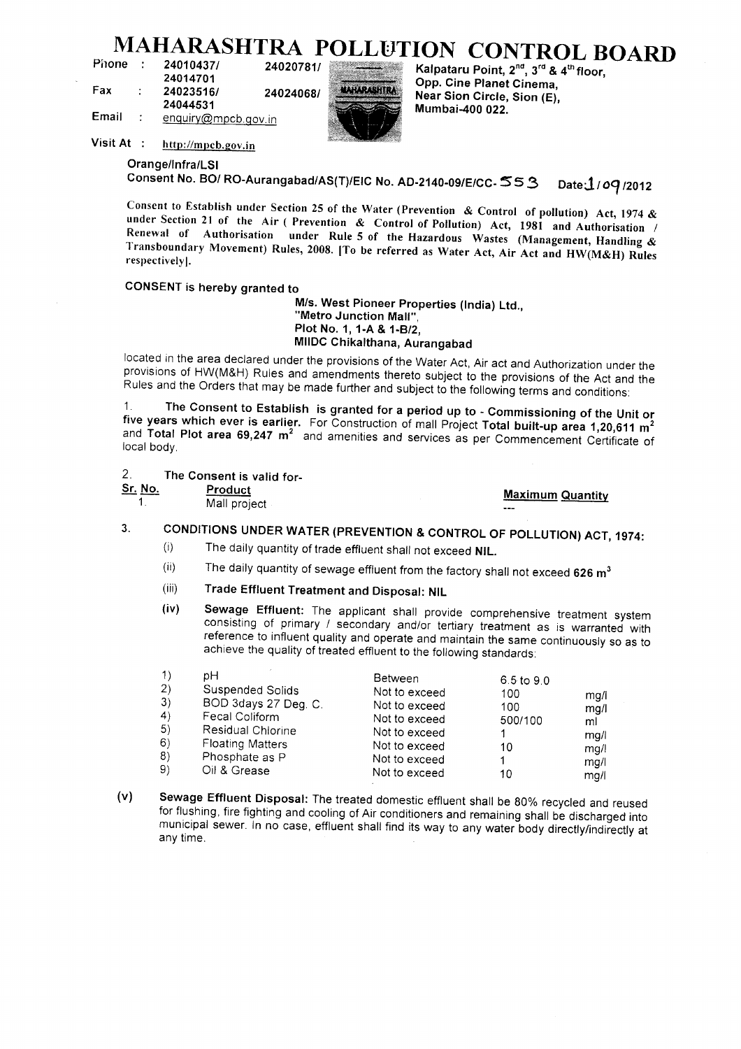# MAHARASHTRA POLLUTION CONTROL BOARD

Phone : 24010437/ 24020781/ 24014701

Fax : 24023516/ 24024068/ 24044531

Email : enquiry@mpcb.gov.in

Visit At : http://mpcb.gov.in

Kalpataru Point, 2nd, 3rd & 4th floor, Opp. Cine Planet Cinema, Near Sion Circle, Sion (E), Mumbai-400 022.

Orange/Infra/LSI

Consent No. BO/ RO-Aurangabad/AS(T)/EIC No. AD-2140-09/E/CC- 553 Date: 1/09/2012

Consent to Establish under Section 25 of the Water (Prevention & Control of pollution) Act, 1974 & under Section 21 of the Air ( Prevention & Control of Pollution) Act, 1981 and Authorisation / Renewal of Authorisation under Rule 5 of the Hazardous Wastes (Management, Handling & Transboundary Movement) Rules, 2008. [To be referred as Water Act, Air Act and HW(M&H) Rules respectively].

**CONSENT is hereby granted to**

**M/s. West Pioneer Properties (India) Ltd.,**
**"Metro Junction Mall",**
**Plot No. 1, 1-A & 1-B/2,**
**MIIDC Chikalthana, Aurangabad**

located in the area declared under the provisions of the Water Act, Air act and Authorization under the provisions of HW(M&H) Rules and amendments thereto subject to the provisions of the Act and the Rules and the Orders that may be made further and subject to the following terms and conditions:

1. **The Consent to Establish is granted for a period up to - Commissioning of the Unit or five years which ever is earlier.** For Construction of mall Project **Total built-up area 1,20,611 m$^2$** and **Total Plot area 69,247 m$^2$** and amenities and services as per Commencement Certificate of local body.

2. **The Consent is valid for-**

| Sr. No. | Product | Maximum Quantity |
|---|---|---|
| 1. | Mall project | --- |

3. **CONDITIONS UNDER WATER (PREVENTION & CONTROL OF POLLUTION) ACT, 1974:**

   (i) The daily quantity of trade effluent shall not exceed **NIL.**

   (ii) The daily quantity of sewage effluent from the factory shall not exceed **626 m$^3$**

   (iii) **Trade Effluent Treatment and Disposal: NIL**

   **(iv) Sewage Effluent:** The applicant shall provide comprehensive treatment system consisting of primary / secondary and/or tertiary treatment as is warranted with reference to influent quality and operate and maintain the same continuously so as to achieve the quality of treated effluent to the following standards:

| | | | | |
|---|---|---|---|---|
| 1) | pH | Between | 6.5 to 9.0 | |
| 2) | Suspended Solids | Not to exceed | 100 | mg/l |
| 3) | BOD 3days 27 Deg. C. | Not to exceed | 100 | mg/l |
| 4) | Fecal Coliform | Not to exceed | 500/100 | ml |
| 5) | Residual Chlorine | Not to exceed | 1 | mg/l |
| 6) | Floating Matters | Not to exceed | 10 | mg/l |
| 8) | Phosphate as P | Not to exceed | 1 | mg/l |
| 9) | Oil & Grease | Not to exceed | 10 | mg/l |

**(v) Sewage Effluent Disposal:** The treated domestic effluent shall be 80% recycled and reused for flushing, fire fighting and cooling of Air conditioners and remaining shall be discharged into municipal sewer. In no case, effluent shall find its way to any water body directly/indirectly at any time.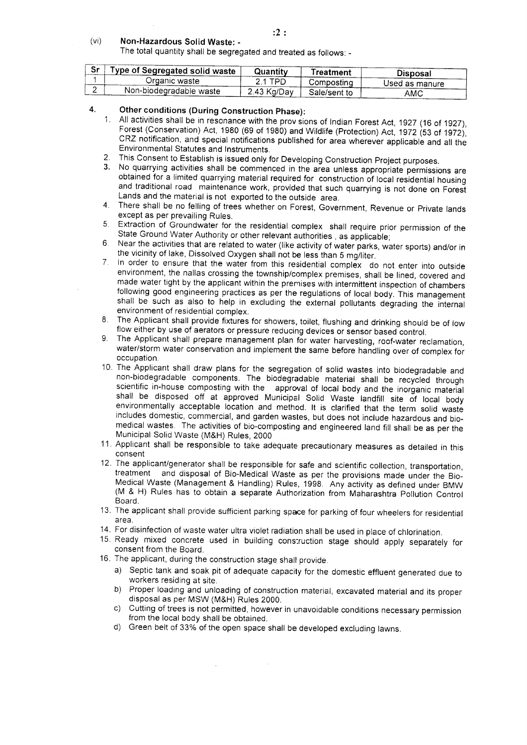(vi) **Non-Hazardous Solid Waste: -**

The total quantity shall be segregated and treated as follows: -

| Sr | Type of Segregated solid waste | Quantity | Treatment | Disposal |
|---|---|---|---|---|
| 1 | Organic waste | 2.1 TPD | Composting | Used as manure |
| 2 | Non-biodegradable waste | 2.43 Kg/Day | Sale/sent to | AMC |

**4. Other conditions (During Construction Phase):**

1. All activities shall be in resonance with the prov sions of Indian Forest Act, 1927 (16 of 1927), Forest (Conservation) Act, 1980 (69 of 1980) and Wildlife (Protection) Act, 1972 (53 of 1972), CRZ notification, and special notifications published for area wherever applicable and all the Environmental Statutes and Instruments.
2. This Consent to Establish is issued only for Developing Construction Project purposes.
3. No quarrying activities shall be commenced in the area unless appropriate permissions are obtained for a limited quarrying material required for construction of local residential housing and traditional road maintenance work, provided that such quarrying is not done on Forest Lands and the material is not exported to the outside area.
4. There shall be no felling of trees whether on Forest, Government, Revenue or Private lands except as per prevailing Rules.
5. Extraction of Groundwater for the residential complex shall require prior permission of the State Ground Water Authority or other relevant authorities , as applicable;
6. Near the activities that are related to water (like activity of water parks, water sports) and/or in the vicinity of lake, Dissolved Oxygen shall not be less than 5 mg/liter.
7. In order to ensure that the water from this residential complex do not enter into outside environment, the nallas crossing the township/complex premises, shall be lined, covered and made water tight by the applicant within the premises with intermittent inspection of chambers following good engineering practices as per the regulations of local body. This management shall be such as also to help in excluding the external pollutants degrading the internal environment of residential complex.
8. The Applicant shall provide fixtures for showers, toilet, flushing and drinking should be of low flow either by use of aerators or pressure reducing devices or sensor based control.
9. The Applicant shall prepare management plan for water harvesting, roof-water reclamation, water/storm water conservation and implement the same before handling over of complex for occupation.
10. The Applicant shall draw plans for the segregation of solid wastes into biodegradable and non-biodegradable components. The biodegradable material shall be recycled through scientific in-house composting with the approval of local body and the inorganic material shall be disposed off at approved Municipal Solid Waste landfill site of local body environmentally acceptable location and method. It is clarified that the term solid waste includes domestic, commercial, and garden wastes, but does not include hazardous and bio-medical wastes. The activities of bio-composting and engineered land fill shall be as per the Municipal Solid Waste (M&H) Rules, 2000
11. Applicant shall be responsible to take adequate precautionary measures as detailed in this consent
12. The applicant/generator shall be responsible for safe and scientific collection, transportation, treatment and disposal of Bio-Medical Waste as per the provisions made under the Bio-Medical Waste (Management & Handling) Rules, 1998. Any activity as defined under BMW (M & H) Rules has to obtain a separate Authorization from Maharashtra Pollution Control Board.
13. The applicant shall provide sufficient parking space for parking of four wheelers for residential area.
14. For disinfection of waste water ultra violet radiation shall be used in place of chlorination.
15. Ready mixed concrete used in building construction stage should apply separately for consent from the Board.
16. The applicant, during the construction stage shall provide.
    a) Septic tank and soak pit of adequate capacity for the domestic effluent generated due to workers residing at site.
    b) Proper loading and unloading of construction material, excavated material and its proper disposal as per MSW (M&H) Rules 2000.
    c) Cutting of trees is not permitted, however in unavoidable conditions necessary permission from the local body shall be obtained.
    d) Green belt of 33% of the open space shall be developed excluding lawns.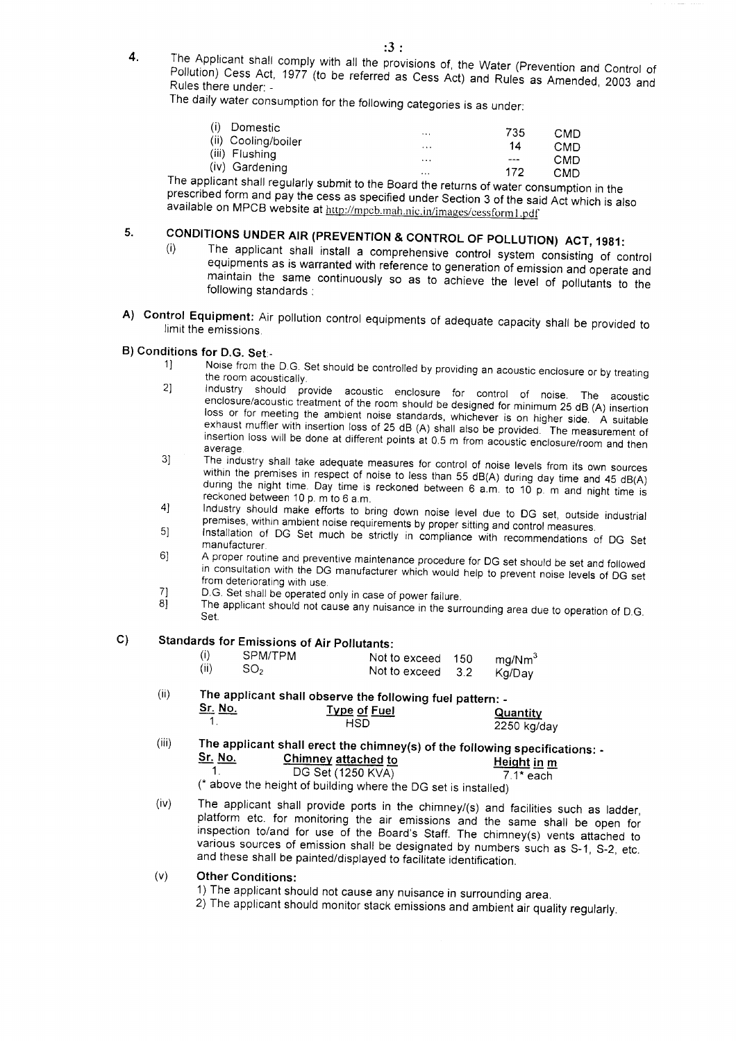4. The Applicant shall comply with all the provisions of, the Water (Prevention and Control of Pollution) Cess Act, 1977 (to be referred as Cess Act) and Rules as Amended, 2003 and Rules there under: -

The daily water consumption for the following categories is as under:

| | | | |
|---|---|---|---|
| (i) Domestic | ... | 735 | CMD |
| (ii) Cooling/boiler | ... | 14 | CMD |
| (iii) Flushing | ... | --- | CMD |
| (iv) Gardening | ... | 172 | CMD |

The applicant shall regularly submit to the Board the returns of water consumption in the prescribed form and pay the cess as specified under Section 3 of the said Act which is also available on MPCB website at http://mpcb.mah.nic.in/images/cessform1.pdf

## 5. CONDITIONS UNDER AIR (PREVENTION & CONTROL OF POLLUTION) ACT, 1981:

(i) The applicant shall install a comprehensive control system consisting of control equipments as is warranted with reference to generation of emission and operate and maintain the same continuously so as to achieve the level of pollutants to the following standards :

**A) Control Equipment:** Air pollution control equipments of adequate capacity shall be provided to limit the emissions.

**B) Conditions for D.G. Set:-**

1] Noise from the D.G. Set should be controlled by providing an acoustic enclosure or by treating the room acoustically.

2] Industry should provide acoustic enclosure for control of noise. The acoustic enclosure/acoustic treatment of the room should be designed for minimum 25 dB (A) insertion loss or for meeting the ambient noise standards, whichever is on higher side. A suitable exhaust muffler with insertion loss of 25 dB (A) shall also be provided. The measurement of insertion loss will be done at different points at 0.5 m from acoustic enclosure/room and then average.

3] The industry shall take adequate measures for control of noise levels from its own sources within the premises in respect of noise to less than 55 dB(A) during day time and 45 dB(A) during the night time. Day time is reckoned between 6 a.m. to 10 p. m and night time is reckoned between 10 p. m to 6 a.m.

4] Industry should make efforts to bring down noise level due to DG set, outside industrial premises, within ambient noise requirements by proper sitting and control measures.

5] Installation of DG Set much be strictly in compliance with recommendations of DG Set manufacturer.

6] A proper routine and preventive maintenance procedure for DG set should be set and followed in consultation with the DG manufacturer which would help to prevent noise levels of DG set from deteriorating with use.

7] D.G. Set shall be operated only in case of power failure.

8] The applicant should not cause any nuisance in the surrounding area due to operation of D.G. Set.

**C) Standards for Emissions of Air Pollutants:**

| | | | | |
|---|---|---|---|---|
| (i) | SPM/TPM | Not to exceed | 150 | $mg/Nm^3$ |
| (ii) | $SO_2$ | Not to exceed | 3.2 | Kg/Day |

(ii) **The applicant shall observe the following fuel pattern: -**

| Sr. No. | Type of Fuel | Quantity |
|---|---|---|
| 1. | HSD | 2250 kg/day |

(iii) **The applicant shall erect the chimney(s) of the following specifications: -**

| Sr. No. | Chimney attached to | Height in m |
|---|---|---|
| 1. | DG Set (1250 KVA) | 7.1* each |

(* above the height of building where the DG set is installed)

(iv) The applicant shall provide ports in the chimney/(s) and facilities such as ladder, platform etc. for monitoring the air emissions and the same shall be open for inspection to/and for use of the Board's Staff. The chimney(s) vents attached to various sources of emission shall be designated by numbers such as S-1, S-2, etc. and these shall be painted/displayed to facilitate identification.

(v) **Other Conditions:**

1) The applicant should not cause any nuisance in surrounding area.

2) The applicant should monitor stack emissions and ambient air quality regularly.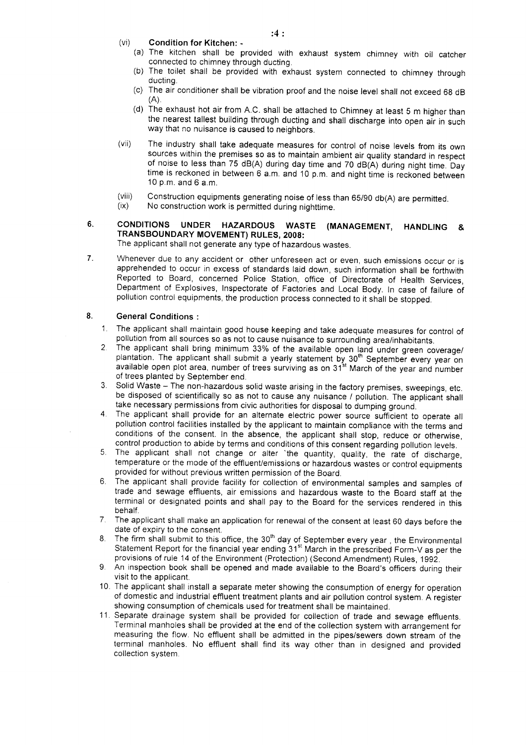(vi) **Condition for Kitchen: -**

(a) The kitchen shall be provided with exhaust system chimney with oil catcher connected to chimney through ducting.

(b) The toilet shall be provided with exhaust system connected to chimney through ducting.

(c) The air conditioner shall be vibration proof and the noise level shall not exceed 68 dB (A).

(d) The exhaust hot air from A.C. shall be attached to Chimney at least 5 m higher than the nearest tallest building through ducting and shall discharge into open air in such way that no nuisance is caused to neighbors.

(vii) The industry shall take adequate measures for control of noise levels from its own sources within the premises so as to maintain ambient air quality standard in respect of noise to less than 75 dB(A) during day time and 70 dB(A) during night time. Day time is reckoned in between 6 a.m. and 10 p.m. and night time is reckoned between 10 p.m. and 6 a.m.

(viii) Construction equipments generating noise of less than 65/90 db(A) are permitted.

(ix) No construction work is permitted during nighttime.

**6. CONDITIONS UNDER HAZARDOUS WASTE (MANAGEMENT, HANDLING & TRANSBOUNDARY MOVEMENT) RULES, 2008:**

The applicant shall not generate any type of hazardous wastes.

7. Whenever due to any accident or other unforeseen act or even, such emissions occur or is apprehended to occur in excess of standards laid down, such information shall be forthwith Reported to Board, concerned Police Station, office of Directorate of Health Services, Department of Explosives, Inspectorate of Factories and Local Body. In case of failure of pollution control equipments, the production process connected to it shall be stopped.

**8. General Conditions :**

1. The applicant shall maintain good house keeping and take adequate measures for control of pollution from all sources so as not to cause nuisance to surrounding area/inhabitants.
2. The applicant shall bring minimum 33% of the available open land under green coverage/ plantation. The applicant shall submit a yearly statement by 30th September every year on available open plot area, number of trees surviving as on 31st March of the year and number of trees planted by September end.
3. Solid Waste – The non-hazardous solid waste arising in the factory premises, sweepings, etc. be disposed of scientifically so as not to cause any nuisance / pollution. The applicant shall take necessary permissions from civic authorities for disposal to dumping ground.
4. The applicant shall provide for an alternate electric power source sufficient to operate all pollution control facilities installed by the applicant to maintain compliance with the terms and conditions of the consent. In the absence, the applicant shall stop, reduce or otherwise, control production to abide by terms and conditions of this consent regarding pollution levels.
5. The applicant shall not change or alter `the quantity, quality, the rate of discharge, temperature or the mode of the effluent/emissions or hazardous wastes or control equipments provided for without previous written permission of the Board.
6. The applicant shall provide facility for collection of environmental samples and samples of trade and sewage effluents, air emissions and hazardous waste to the Board staff at the terminal or designated points and shall pay to the Board for the services rendered in this behalf.
7. The applicant shall make an application for renewal of the consent at least 60 days before the date of expiry to the consent.
8. The firm shall submit to this office, the 30th day of September every year , the Environmental Statement Report for the financial year ending 31st March in the prescribed Form-V as per the provisions of rule 14 of the Environment (Protection) (Second Amendment) Rules, 1992.
9. An inspection book shall be opened and made available to the Board's officers during their visit to the applicant.
10. The applicant shall install a separate meter showing the consumption of energy for operation of domestic and industrial effluent treatment plants and air pollution control system. A register showing consumption of chemicals used for treatment shall be maintained.
11. Separate drainage system shall be provided for collection of trade and sewage effluents. Terminal manholes shall be provided at the end of the collection system with arrangement for measuring the flow. No effluent shall be admitted in the pipes/sewers down stream of the terminal manholes. No effluent shall find its way other than in designed and provided collection system.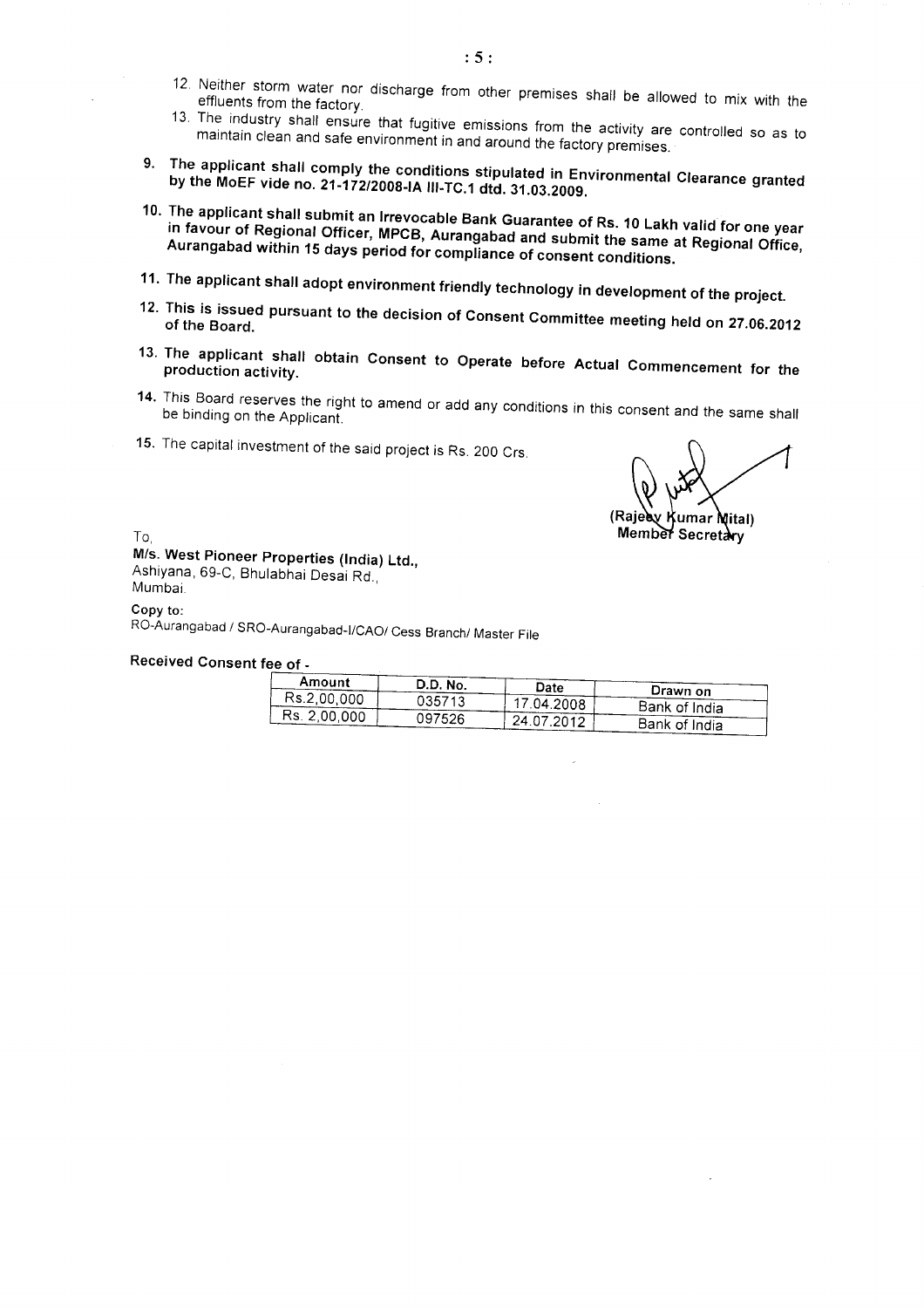12. Neither storm water nor discharge from other premises shall be allowed to mix with the effluents from the factory.
13. The industry shall ensure that fugitive emissions from the activity are controlled so as to maintain clean and safe environment in and around the factory premises.

9. **The applicant shall comply the conditions stipulated in Environmental Clearance granted by the MoEF vide no. 21-172/2008-IA III-TC.1 dtd. 31.03.2009.**

10. **The applicant shall submit an Irrevocable Bank Guarantee of Rs. 10 Lakh valid for one year in favour of Regional Officer, MPCB, Aurangabad and submit the same at Regional Office, Aurangabad within 15 days period for compliance of consent conditions.**

11. **The applicant shall adopt environment friendly technology in development of the project.**

12. **This is issued pursuant to the decision of Consent Committee meeting held on 27.06.2012 of the Board.**

13. **The applicant shall obtain Consent to Operate before Actual Commencement for the production activity.**

14. This Board reserves the right to amend or add any conditions in this consent and the same shall be binding on the Applicant.

15. The capital investment of the said project is Rs. 200 Crs.

**(Rajeev Kumar Mital)**
**Member Secretary**

To,

**M/s. West Pioneer Properties (India) Ltd.,**
Ashiyana, 69-C, Bhulabhai Desai Rd.,
Mumbai.

**Copy to:**
RO-Aurangabad / SRO-Aurangabad-I/CAO/ Cess Branch/ Master File

**Received Consent fee of -**

| Amount | D.D. No. | Date | Drawn on |
|---|---|---|---|
| Rs.2,00,000 | 035713 | 17.04.2008 | Bank of India |
| Rs. 2,00,000 | 097526 | 24.07.2012 | Bank of India |